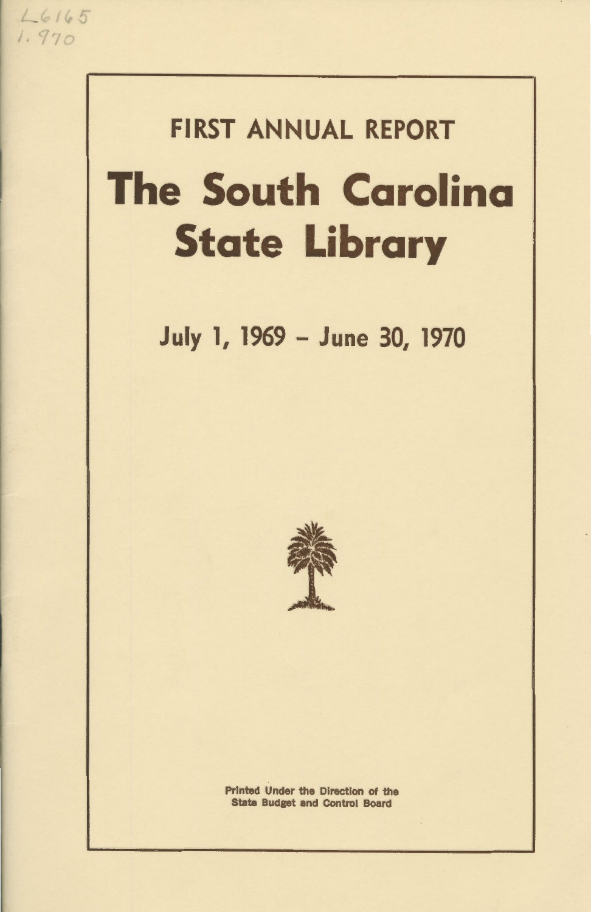L6165
1.970

FIRST ANNUAL REPORT

# The South Carolina State Library

## July 1, 1969 – June 30, 1970

Printed Under the Direction of the
State Budget and Control Board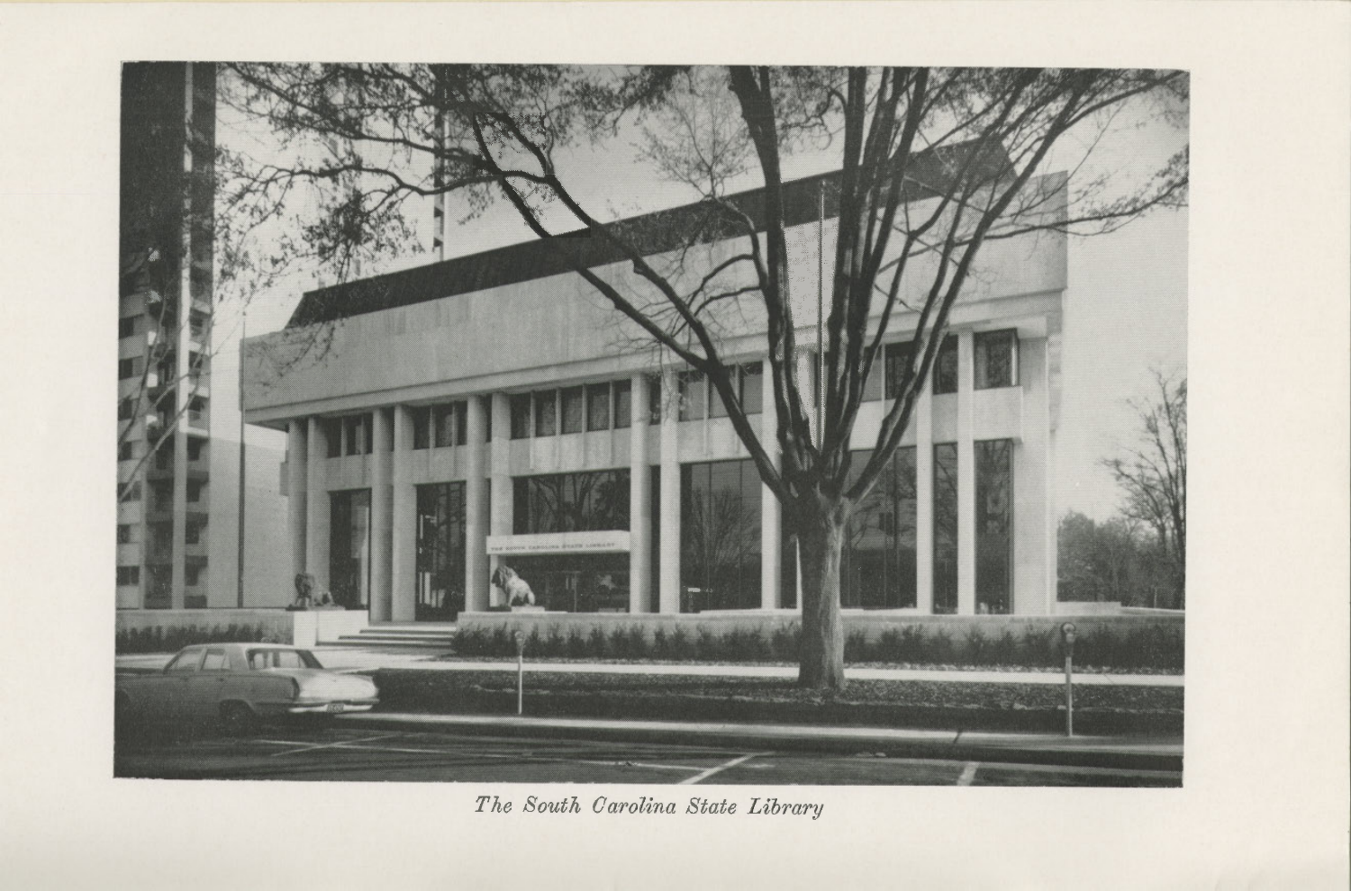*The South Carolina State Library*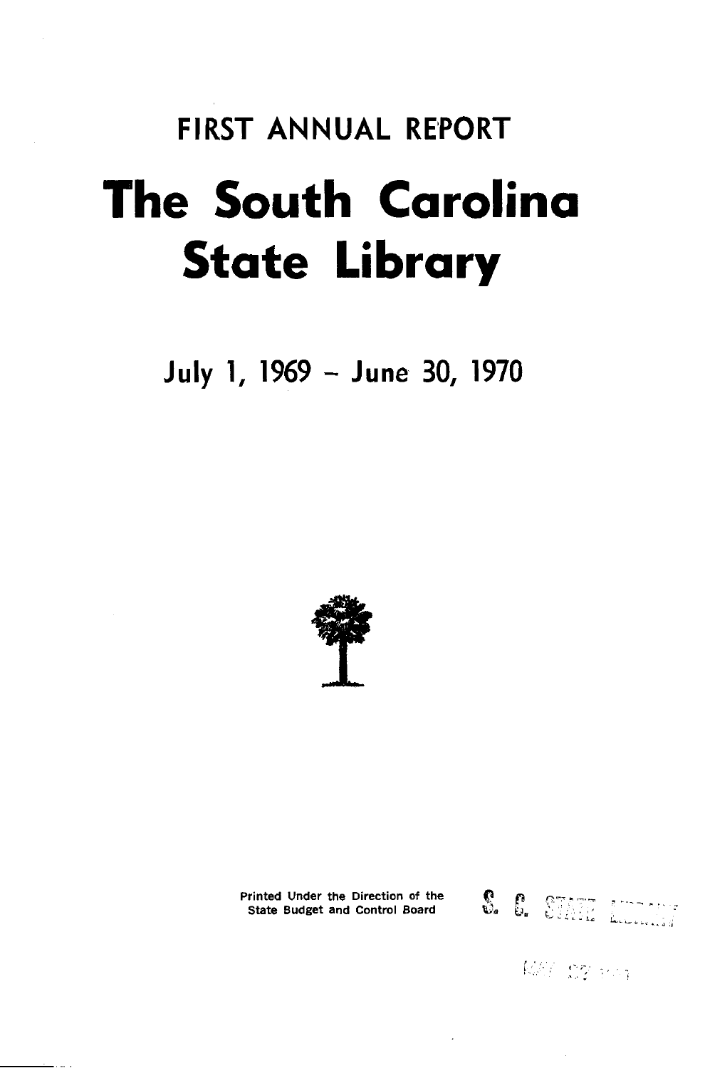FIRST ANNUAL REPORT

# The South Carolina State Library

July 1, 1969 – June 30, 1970

Printed Under the Direction of the State Budget and Control Board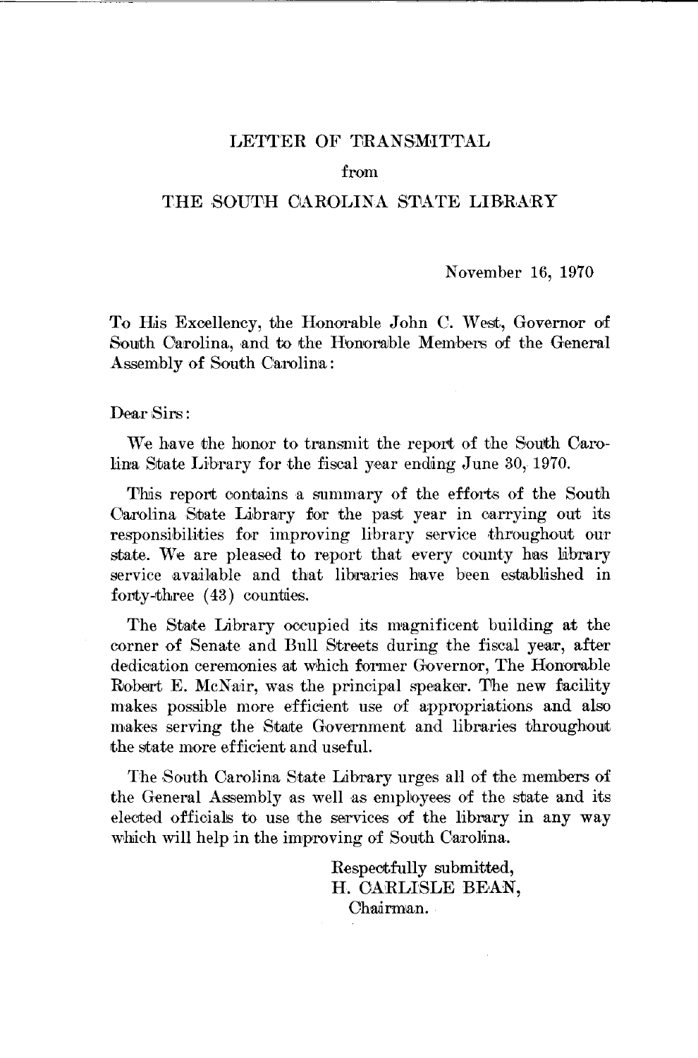# LETTER OF TRANSMITTAL

from

# THE SOUTH CAROLINA STATE LIBRARY

November 16, 1970

To His Excellency, the Honorable John C. West, Governor of South Carolina, and to the Honorable Members of the General Assembly of South Carolina:

Dear Sirs:

We have the honor to transmit the report of the South Carolina State Library for the fiscal year ending June 30, 1970.

This report contains a summary of the efforts of the South Carolina State Library for the past year in carrying out its responsibilities for improving library service throughout our state. We are pleased to report that every county has library service available and that libraries have been established in forty-three (43) counties.

The State Library occupied its magnificent building at the corner of Senate and Bull Streets during the fiscal year, after dedication ceremonies at which former Governor, The Honorable Robert E. McNair, was the principal speaker. The new facility makes possible more efficient use of appropriations and also makes serving the State Government and libraries throughout the state more efficient and useful.

The South Carolina State Library urges all of the members of the General Assembly as well as employees of the state and its elected officials to use the services of the library in any way which will help in the improving of South Carolina.

Respectfully submitted,
H. CARLISLE BEAN,
Chairman.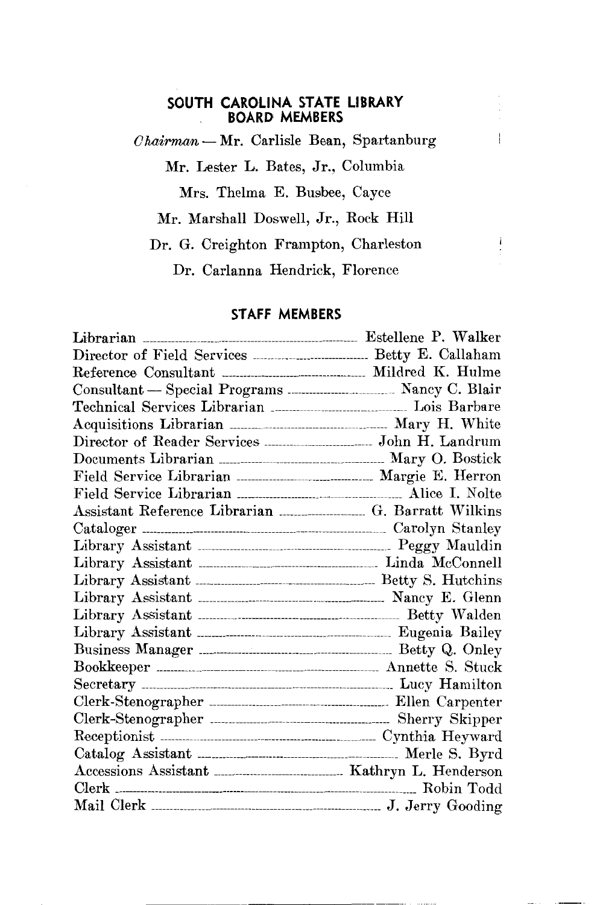## SOUTH CAROLINA STATE LIBRARY BOARD MEMBERS

*Chairman* — Mr. Carlisle Bean, Spartanburg

Mr. Lester L. Bates, Jr., Columbia

Mrs. Thelma E. Busbee, Cayce

Mr. Marshall Doswell, Jr., Rock Hill

Dr. G. Creighton Frampton, Charleston

Dr. Carlanna Hendrick, Florence

## STAFF MEMBERS

| Position | Name |
|---|---|
| Librarian | Estellene P. Walker |
| Director of Field Services | Betty E. Callaham |
| Reference Consultant | Mildred K. Hulme |
| Consultant — Special Programs | Nancy C. Blair |
| Technical Services Librarian | Lois Barbare |
| Acquisitions Librarian | Mary H. White |
| Director of Reader Services | John H. Landrum |
| Documents Librarian | Mary O. Bostick |
| Field Service Librarian | Margie E. Herron |
| Field Service Librarian | Alice I. Nolte |
| Assistant Reference Librarian | G. Barratt Wilkins |
| Cataloger | Carolyn Stanley |
| Library Assistant | Peggy Mauldin |
| Library Assistant | Linda McConnell |
| Library Assistant | Betty S. Hutchins |
| Library Assistant | Nancy E. Glenn |
| Library Assistant | Betty Walden |
| Library Assistant | Eugenia Bailey |
| Business Manager | Betty Q. Onley |
| Bookkeeper | Annette S. Stuck |
| Secretary | Lucy Hamilton |
| Clerk-Stenographer | Ellen Carpenter |
| Clerk-Stenographer | Sherry Skipper |
| Receptionist | Cynthia Heyward |
| Catalog Assistant | Merle S. Byrd |
| Accessions Assistant | Kathryn L. Henderson |
| Clerk | Robin Todd |
| Mail Clerk | J. Jerry Gooding |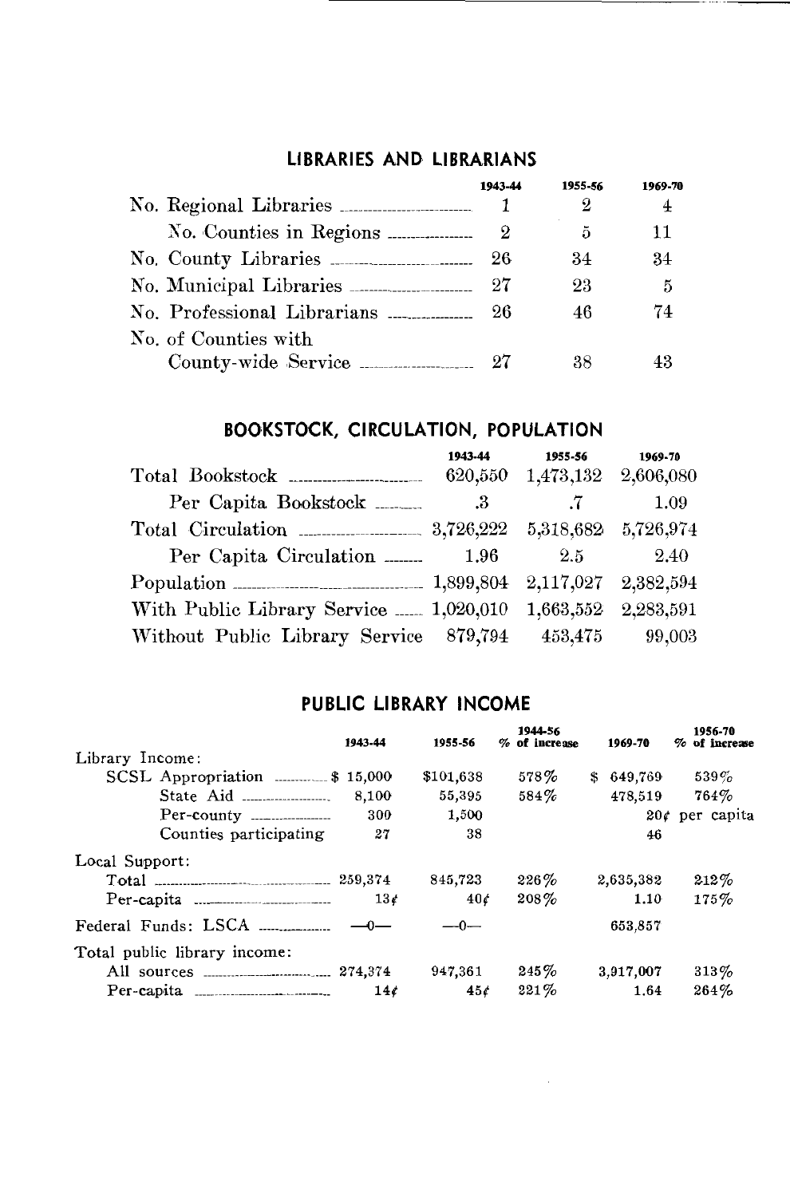## LIBRARIES AND LIBRARIANS

| | 1943-44 | 1955-56 | 1969-70 |
|---|---|---|---|
| No. Regional Libraries | 1 | 2 | 4 |
| No. Counties in Regions | 2 | 5 | 11 |
| No. County Libraries | 26 | 34 | 34 |
| No. Municipal Libraries | 27 | 23 | 5 |
| No. Professional Librarians | 26 | 46 | 74 |
| No. of Counties with County-wide Service | 27 | 38 | 43 |

## BOOKSTOCK, CIRCULATION, POPULATION

| | 1943-44 | 1955-56 | 1969-70 |
|---|---|---|---|
| Total Bookstock | 620,550 | 1,473,132 | 2,606,080 |
| Per Capita Bookstock | .3 | .7 | 1.09 |
| Total Circulation | 3,726,222 | 5,318,682 | 5,726,974 |
| Per Capita Circulation | 1.96 | 2.5 | 2.40 |
| Population | 1,899,804 | 2,117,027 | 2,382,594 |
| With Public Library Service | 1,020,010 | 1,663,552 | 2,283,591 |
| Without Public Library Service | 879,794 | 453,475 | 99,003 |

## PUBLIC LIBRARY INCOME

| | 1943-44 | 1955-56 | 1944-56 % of increase | 1969-70 | 1956-70 % of increase |
|---|---|---|---|---|---|
| Library Income: | | | | | |
| SCSL Appropriation | $ 15,000 | $101,638 | 578% | $ 649,769 | 539% |
| State Aid | 8,100 | 55,395 | 584% | 478,519 | 764% |
| Per-county | 300 | 1,500 | | 20¢ per capita | |
| Counties participating | 27 | 38 | | 46 | |
| Local Support: | | | | | |
| Total | 259,374 | 845,723 | 226% | 2,635,382 | 212% |
| Per-capita | 13¢ | 40¢ | 208% | 1.10 | 175% |
| Federal Funds: LSCA | —0— | —0— | | 653,857 | |
| Total public library income: | | | | | |
| All sources | 274,374 | 947,361 | 245% | 3,917,007 | 313% |
| Per-capita | 14¢ | 45¢ | 221% | 1.64 | 264% |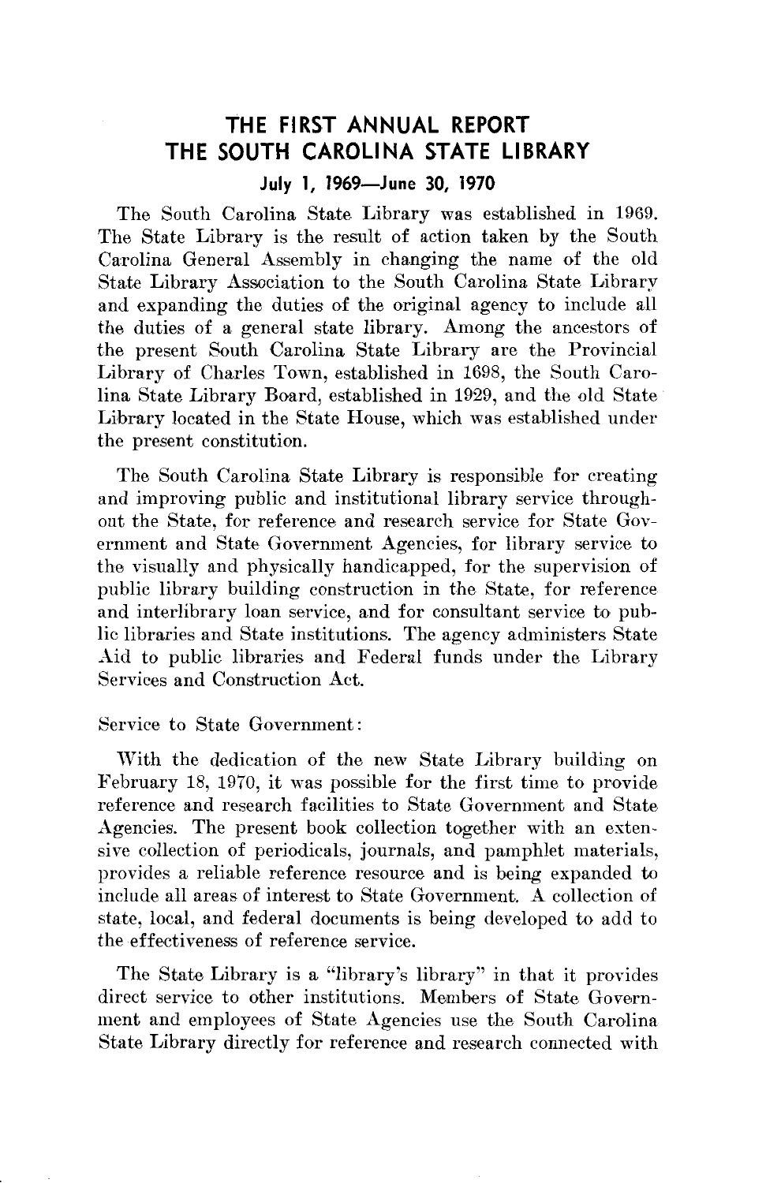# THE FIRST ANNUAL REPORT
# THE SOUTH CAROLINA STATE LIBRARY

### July 1, 1969—June 30, 1970

The South Carolina State Library was established in 1969. The State Library is the result of action taken by the South Carolina General Assembly in changing the name of the old State Library Association to the South Carolina State Library and expanding the duties of the original agency to include all the duties of a general state library. Among the ancestors of the present South Carolina State Library are the Provincial Library of Charles Town, established in 1698, the South Carolina State Library Board, established in 1929, and the old State Library located in the State House, which was established under the present constitution.

The South Carolina State Library is responsible for creating and improving public and institutional library service throughout the State, for reference and research service for State Government and State Government Agencies, for library service to the visually and physically handicapped, for the supervision of public library building construction in the State, for reference and interlibrary loan service, and for consultant service to public libraries and State institutions. The agency administers State Aid to public libraries and Federal funds under the Library Services and Construction Act.

Service to State Government:

With the dedication of the new State Library building on February 18, 1970, it was possible for the first time to provide reference and research facilities to State Government and State Agencies. The present book collection together with an extensive collection of periodicals, journals, and pamphlet materials, provides a reliable reference resource and is being expanded to include all areas of interest to State Government. A collection of state, local, and federal documents is being developed to add to the effectiveness of reference service.

The State Library is a "library's library" in that it provides direct service to other institutions. Members of State Government and employees of State Agencies use the South Carolina State Library directly for reference and research connected with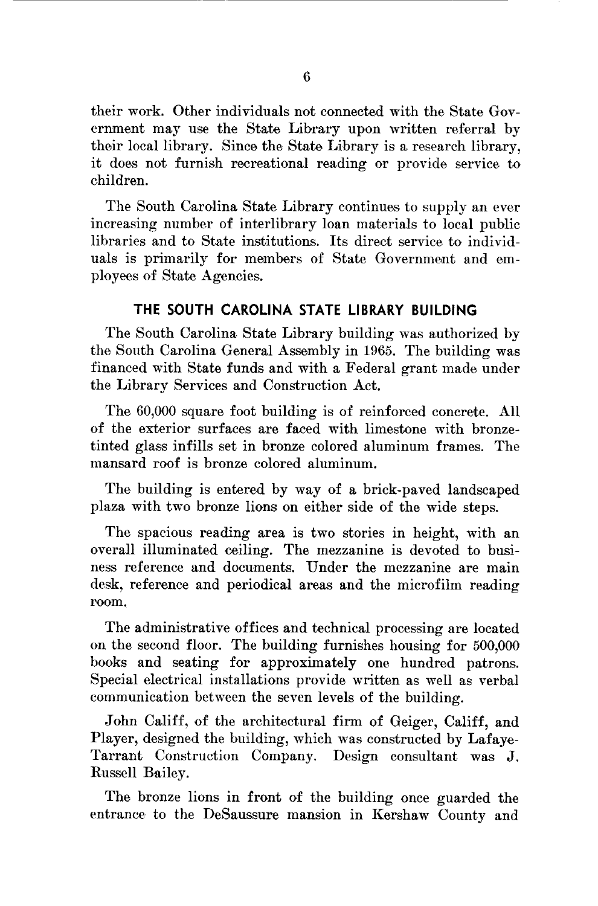their work. Other individuals not connected with the State Government may use the State Library upon written referral by their local library. Since the State Library is a research library, it does not furnish recreational reading or provide service to children.

The South Carolina State Library continues to supply an ever increasing number of interlibrary loan materials to local public libraries and to State institutions. Its direct service to individuals is primarily for members of State Government and employees of State Agencies.

## THE SOUTH CAROLINA STATE LIBRARY BUILDING

The South Carolina State Library building was authorized by the South Carolina General Assembly in 1965. The building was financed with State funds and with a Federal grant made under the Library Services and Construction Act.

The 60,000 square foot building is of reinforced concrete. All of the exterior surfaces are faced with limestone with bronze-tinted glass infills set in bronze colored aluminum frames. The mansard roof is bronze colored aluminum.

The building is entered by way of a brick-paved landscaped plaza with two bronze lions on either side of the wide steps.

The spacious reading area is two stories in height, with an overall illuminated ceiling. The mezzanine is devoted to business reference and documents. Under the mezzanine are main desk, reference and periodical areas and the microfilm reading room.

The administrative offices and technical processing are located on the second floor. The building furnishes housing for 500,000 books and seating for approximately one hundred patrons. Special electrical installations provide written as well as verbal communication between the seven levels of the building.

John Califf, of the architectural firm of Geiger, Califf, and Player, designed the building, which was constructed by Lafaye-Tarrant Construction Company. Design consultant was J. Russell Bailey.

The bronze lions in front of the building once guarded the entrance to the DeSaussure mansion in Kershaw County and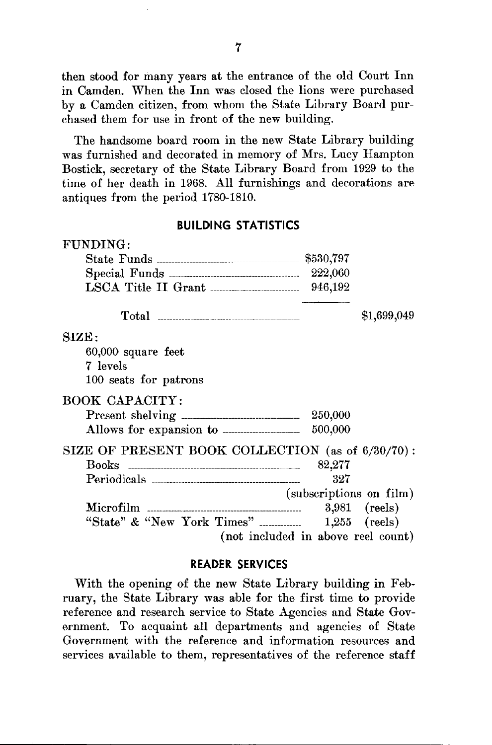then stood for many years at the entrance of the old Court Inn in Camden. When the Inn was closed the lions were purchased by a Camden citizen, from whom the State Library Board purchased them for use in front of the new building.

The handsome board room in the new State Library building was furnished and decorated in memory of Mrs. Lucy Hampton Bostick, secretary of the State Library Board from 1929 to the time of her death in 1968. All furnishings and decorations are antiques from the period 1780-1810.

## BUILDING STATISTICS

FUNDING:

| | | |
|---|---|---|
| State Funds | $530,797 | |
| Special Funds | 222,060 | |
| LSCA Title II Grant | 946,192 | |
| Total | | $1,699,049 |

SIZE:

60,000 square feet
7 levels
100 seats for patrons

BOOK CAPACITY:

| | |
|---|---|
| Present shelving | 250,000 |
| Allows for expansion to | 500,000 |

SIZE OF PRESENT BOOK COLLECTION (as of 6/30/70):

| | |
|---|---|
| Books | 82,277 |
| Periodicals | 327 (subscriptions on film) |
| Microfilm | 3,981 (reels) |
| "State" & "New York Times" | 1,255 (reels) (not included in above reel count) |

## READER SERVICES

With the opening of the new State Library building in February, the State Library was able for the first time to provide reference and research service to State Agencies and State Government. To acquaint all departments and agencies of State Government with the reference and information resources and services available to them, representatives of the reference staff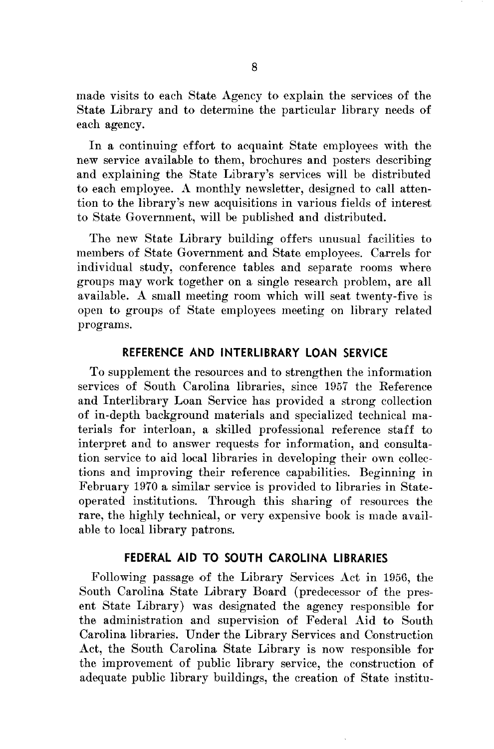made visits to each State Agency to explain the services of the State Library and to determine the particular library needs of each agency.

In a continuing effort to acquaint State employees with the new service available to them, brochures and posters describing and explaining the State Library's services will be distributed to each employee. A monthly newsletter, designed to call attention to the library's new acquisitions in various fields of interest to State Government, will be published and distributed.

The new State Library building offers unusual facilities to members of State Government and State employees. Carrels for individual study, conference tables and separate rooms where groups may work together on a single research problem, are all available. A small meeting room which will seat twenty-five is open to groups of State employees meeting on library related programs.

## REFERENCE AND INTERLIBRARY LOAN SERVICE

To supplement the resources and to strengthen the information services of South Carolina libraries, since 1957 the Reference and Interlibrary Loan Service has provided a strong collection of in-depth background materials and specialized technical materials for interloan, a skilled professional reference staff to interpret and to answer requests for information, and consultation service to aid local libraries in developing their own collections and improving their reference capabilities. Beginning in February 1970 a similar service is provided to libraries in State-operated institutions. Through this sharing of resources the rare, the highly technical, or very expensive book is made available to local library patrons.

## FEDERAL AID TO SOUTH CAROLINA LIBRARIES

Following passage of the Library Services Act in 1956, the South Carolina State Library Board (predecessor of the present State Library) was designated the agency responsible for the administration and supervision of Federal Aid to South Carolina libraries. Under the Library Services and Construction Act, the South Carolina State Library is now responsible for the improvement of public library service, the construction of adequate public library buildings, the creation of State institu-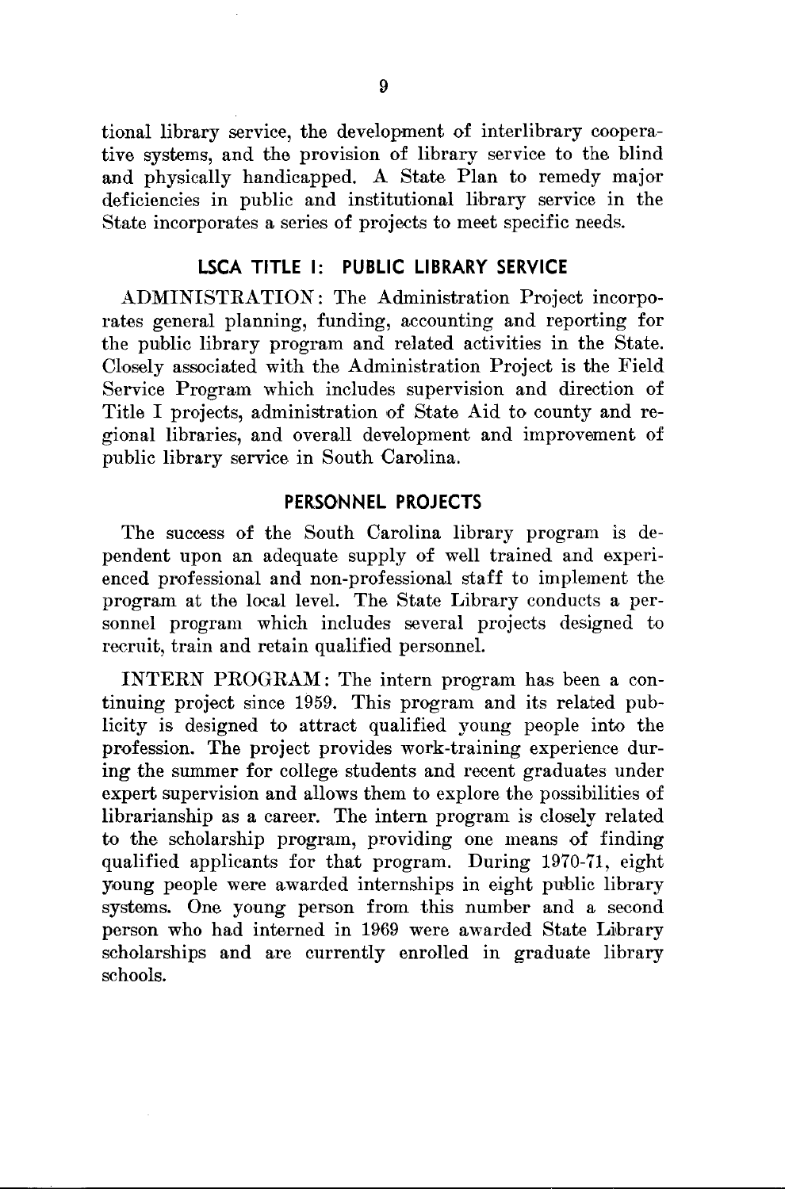tional library service, the development of interlibrary cooperative systems, and the provision of library service to the blind and physically handicapped. A State Plan to remedy major deficiencies in public and institutional library service in the State incorporates a series of projects to meet specific needs.

## LSCA TITLE I: PUBLIC LIBRARY SERVICE

ADMINISTRATION: The Administration Project incorporates general planning, funding, accounting and reporting for the public library program and related activities in the State. Closely associated with the Administration Project is the Field Service Program which includes supervision and direction of Title I projects, administration of State Aid to county and regional libraries, and overall development and improvement of public library service in South Carolina.

## PERSONNEL PROJECTS

The success of the South Carolina library program is dependent upon an adequate supply of well trained and experienced professional and non-professional staff to implement the program at the local level. The State Library conducts a personnel program which includes several projects designed to recruit, train and retain qualified personnel.

INTERN PROGRAM: The intern program has been a continuing project since 1959. This program and its related publicity is designed to attract qualified young people into the profession. The project provides work-training experience during the summer for college students and recent graduates under expert supervision and allows them to explore the possibilities of librarianship as a career. The intern program is closely related to the scholarship program, providing one means of finding qualified applicants for that program. During 1970-71, eight young people were awarded internships in eight public library systems. One young person from this number and a second person who had interned in 1969 were awarded State Library scholarships and are currently enrolled in graduate library schools.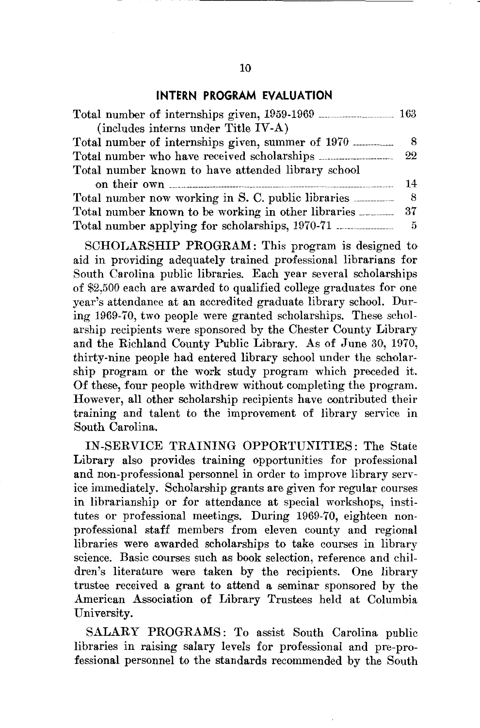## INTERN PROGRAM EVALUATION

| | |
|---|---|
| Total number of internships given, 1959-1969 (includes interns under Title IV-A) | 163 |
| Total number of internships given, summer of 1970 | 8 |
| Total number who have received scholarships | 22 |
| Total number known to have attended library school on their own | 14 |
| Total number now working in S. C. public libraries | 8 |
| Total number known to be working in other libraries | 37 |
| Total number applying for scholarships, 1970-71 | 5 |

SCHOLARSHIP PROGRAM: This program is designed to aid in providing adequately trained professional librarians for South Carolina public libraries. Each year several scholarships of $2,500 each are awarded to qualified college graduates for one year's attendance at an accredited graduate library school. During 1969-70, two people were granted scholarships. These scholarship recipients were sponsored by the Chester County Library and the Richland County Public Library. As of June 30, 1970, thirty-nine people had entered library school under the scholarship program or the work study program which preceded it. Of these, four people withdrew without completing the program. However, all other scholarship recipients have contributed their training and talent to the improvement of library service in South Carolina.

IN-SERVICE TRAINING OPPORTUNITIES: The State Library also provides training opportunities for professional and non-professional personnel in order to improve library service immediately. Scholarship grants are given for regular courses in librarianship or for attendance at special workshops, institutes or professional meetings. During 1969-70, eighteen non-professional staff members from eleven county and regional libraries were awarded scholarships to take courses in library science. Basic courses such as book selection, reference and children's literature were taken by the recipients. One library trustee received a grant to attend a seminar sponsored by the American Association of Library Trustees held at Columbia University.

SALARY PROGRAMS: To assist South Carolina public libraries in raising salary levels for professional and pre-professional personnel to the standards recommended by the South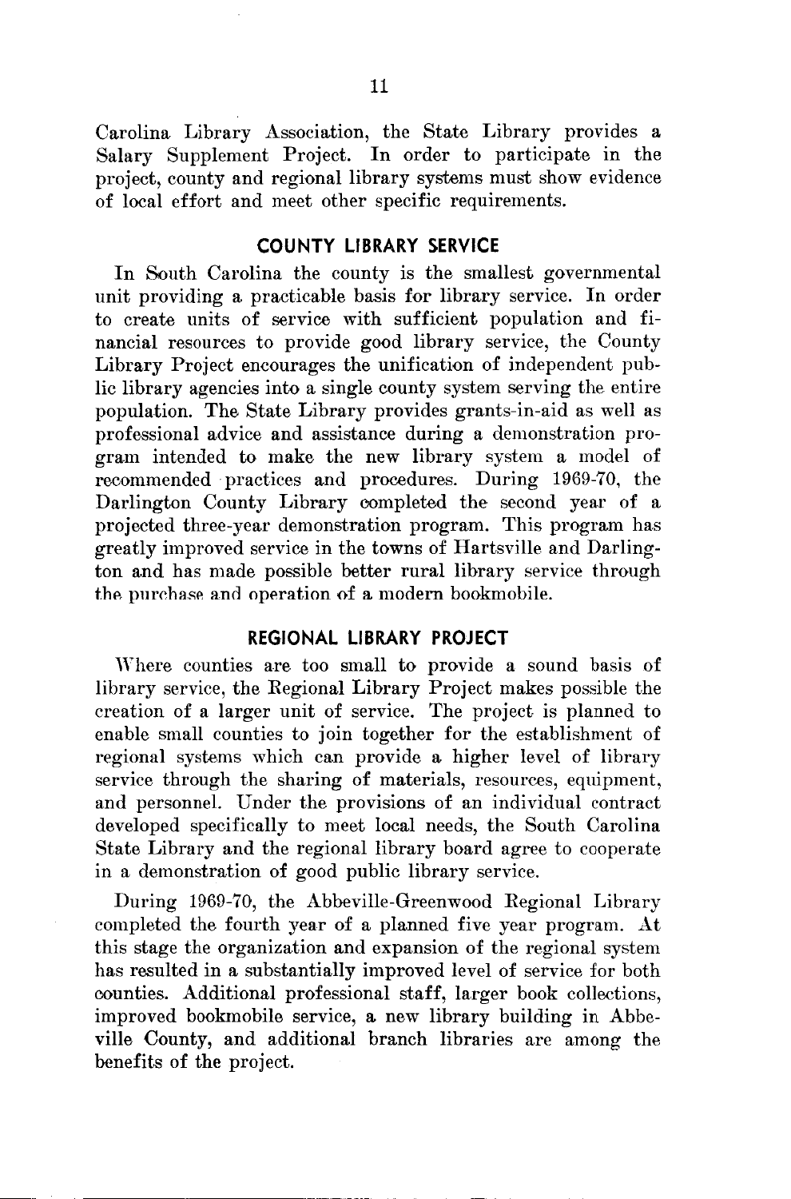Carolina Library Association, the State Library provides a Salary Supplement Project. In order to participate in the project, county and regional library systems must show evidence of local effort and meet other specific requirements.

## COUNTY LIBRARY SERVICE

In South Carolina the county is the smallest governmental unit providing a practicable basis for library service. In order to create units of service with sufficient population and financial resources to provide good library service, the County Library Project encourages the unification of independent public library agencies into a single county system serving the entire population. The State Library provides grants-in-aid as well as professional advice and assistance during a demonstration program intended to make the new library system a model of recommended practices and procedures. During 1969-70, the Darlington County Library completed the second year of a projected three-year demonstration program. This program has greatly improved service in the towns of Hartsville and Darlington and has made possible better rural library service through the purchase and operation of a modern bookmobile.

## REGIONAL LIBRARY PROJECT

Where counties are too small to provide a sound basis of library service, the Regional Library Project makes possible the creation of a larger unit of service. The project is planned to enable small counties to join together for the establishment of regional systems which can provide a higher level of library service through the sharing of materials, resources, equipment, and personnel. Under the provisions of an individual contract developed specifically to meet local needs, the South Carolina State Library and the regional library board agree to cooperate in a demonstration of good public library service.

During 1969-70, the Abbeville-Greenwood Regional Library completed the fourth year of a planned five year program. At this stage the organization and expansion of the regional system has resulted in a substantially improved level of service for both counties. Additional professional staff, larger book collections, improved bookmobile service, a new library building in Abbeville County, and additional branch libraries are among the benefits of the project.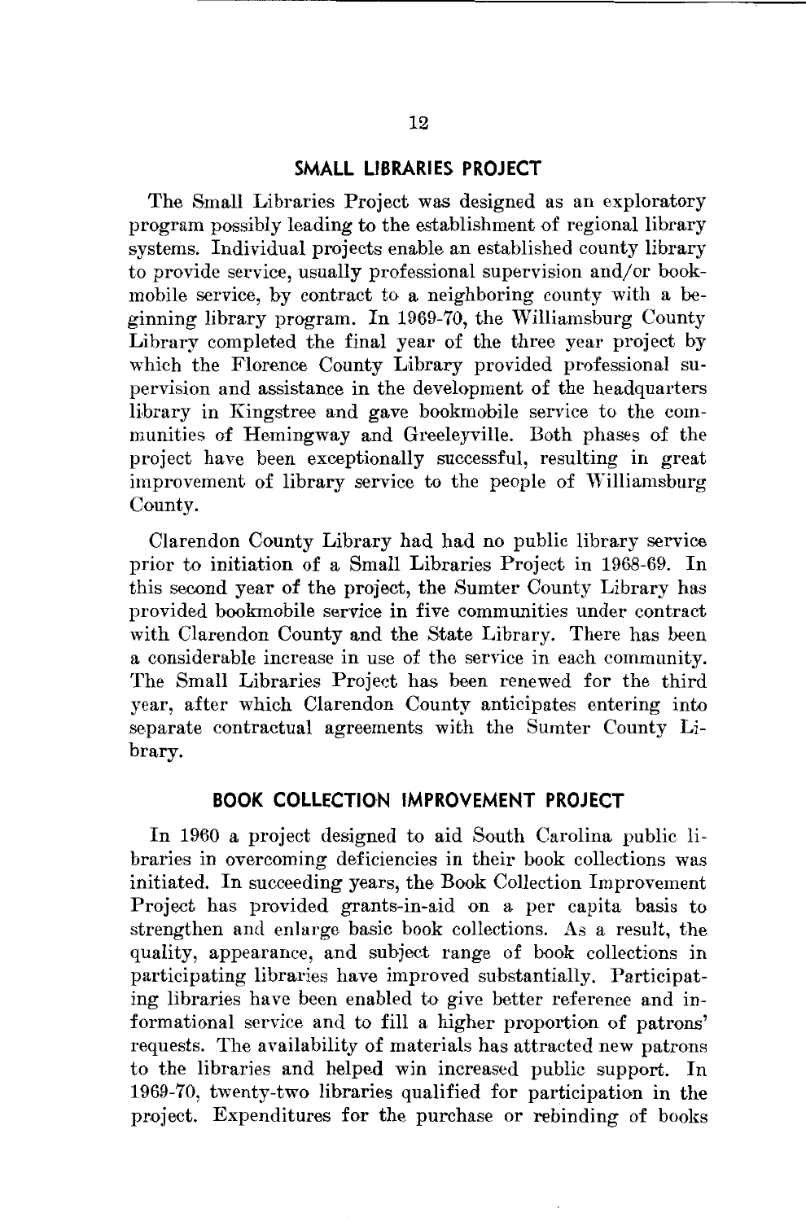## SMALL LIBRARIES PROJECT

The Small Libraries Project was designed as an exploratory program possibly leading to the establishment of regional library systems. Individual projects enable an established county library to provide service, usually professional supervision and/or bookmobile service, by contract to a neighboring county with a beginning library program. In 1969-70, the Williamsburg County Library completed the final year of the three year project by which the Florence County Library provided professional supervision and assistance in the development of the headquarters library in Kingstree and gave bookmobile service to the communities of Hemingway and Greeleyville. Both phases of the project have been exceptionally successful, resulting in great improvement of library service to the people of Williamsburg County.

Clarendon County Library had had no public library service prior to initiation of a Small Libraries Project in 1968-69. In this second year of the project, the Sumter County Library has provided bookmobile service in five communities under contract with Clarendon County and the State Library. There has been a considerable increase in use of the service in each community. The Small Libraries Project has been renewed for the third year, after which Clarendon County anticipates entering into separate contractual agreements with the Sumter County Library.

## BOOK COLLECTION IMPROVEMENT PROJECT

In 1960 a project designed to aid South Carolina public libraries in overcoming deficiencies in their book collections was initiated. In succeeding years, the Book Collection Improvement Project has provided grants-in-aid on a per capita basis to strengthen and enlarge basic book collections. As a result, the quality, appearance, and subject range of book collections in participating libraries have improved substantially. Participating libraries have been enabled to give better reference and informational service and to fill a higher proportion of patrons' requests. The availability of materials has attracted new patrons to the libraries and helped win increased public support. In 1969-70, twenty-two libraries qualified for participation in the project. Expenditures for the purchase or rebinding of books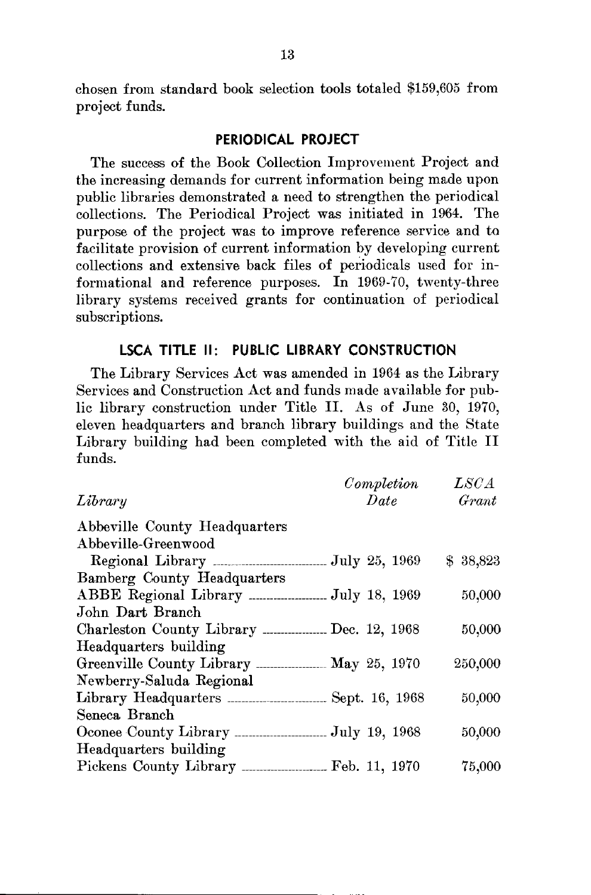chosen from standard book selection tools totaled $159,605 from project funds.

## PERIODICAL PROJECT

The success of the Book Collection Improvement Project and the increasing demands for current information being made upon public libraries demonstrated a need to strengthen the periodical collections. The Periodical Project was initiated in 1964. The purpose of the project was to improve reference service and to facilitate provision of current information by developing current collections and extensive back files of periodicals used for informational and reference purposes. In 1969-70, twenty-three library systems received grants for continuation of periodical subscriptions.

## LSCA TITLE II: PUBLIC LIBRARY CONSTRUCTION

The Library Services Act was amended in 1964 as the Library Services and Construction Act and funds made available for public library construction under Title II. As of June 30, 1970, eleven headquarters and branch library buildings and the State Library building had been completed with the aid of Title II funds.

| *Library* | *Completion Date* | *LSCA Grant* |
|---|---|---|
| Abbeville County Headquarters Abbeville-Greenwood Regional Library | July 25, 1969 | $ 38,823 |
| Bamberg County Headquarters ABBE Regional Library | July 18, 1969 | 50,000 |
| John Dart Branch Charleston County Library | Dec. 12, 1968 | 50,000 |
| Headquarters building Greenville County Library | May 25, 1970 | 250,000 |
| Newberry-Saluda Regional Library Headquarters | Sept. 16, 1968 | 50,000 |
| Seneca Branch Oconee County Library | July 19, 1968 | 50,000 |
| Headquarters building Pickens County Library | Feb. 11, 1970 | 75,000 |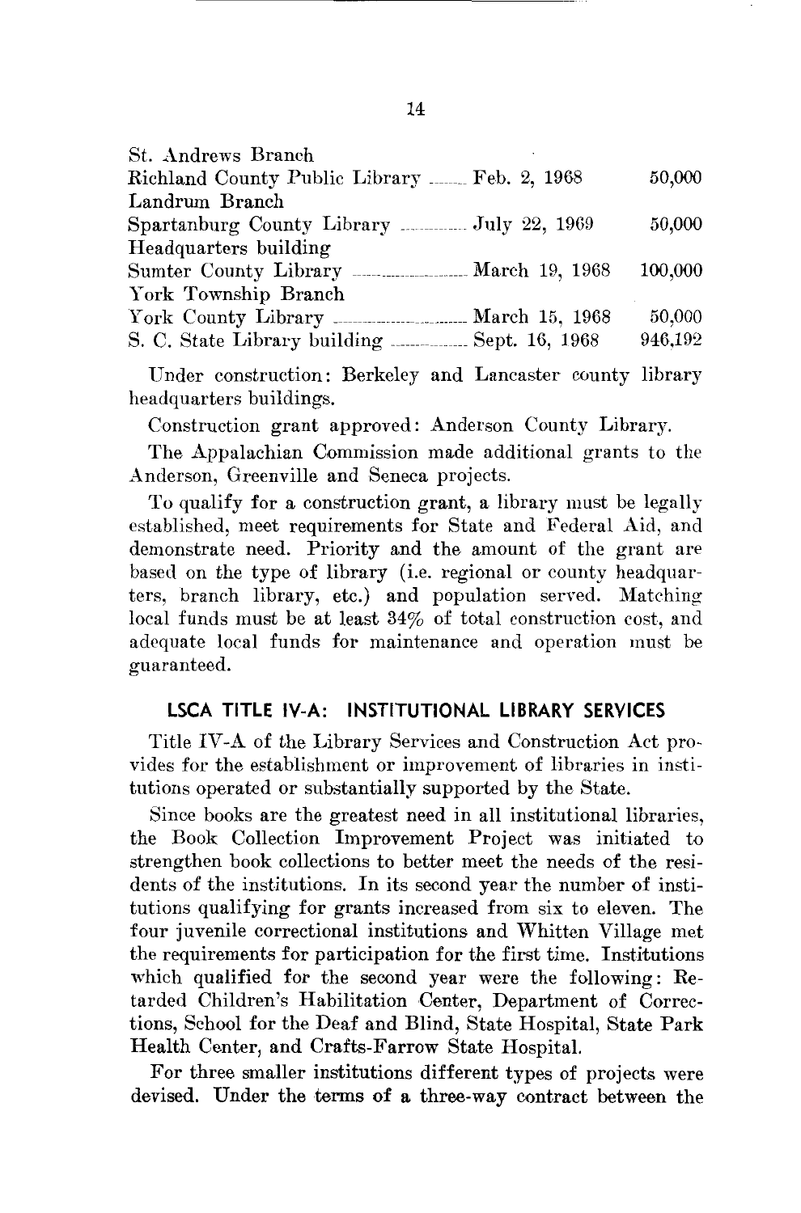| | | |
|---|---|---|
| St. Andrews Branch | | |
| Richland County Public Library | Feb. 2, 1968 | 50,000 |
| Landrum Branch | | |
| Spartanburg County Library | July 22, 1969 | 50,000 |
| Headquarters building | | |
| Sumter County Library | March 19, 1968 | 100,000 |
| York Township Branch | | |
| York County Library | March 15, 1968 | 50,000 |
| S. C. State Library building | Sept. 16, 1968 | 946,192 |

Under construction: Berkeley and Lancaster county library headquarters buildings.

Construction grant approved: Anderson County Library.

The Appalachian Commission made additional grants to the Anderson, Greenville and Seneca projects.

To qualify for a construction grant, a library must be legally established, meet requirements for State and Federal Aid, and demonstrate need. Priority and the amount of the grant are based on the type of library (i.e. regional or county headquarters, branch library, etc.) and population served. Matching local funds must be at least 34% of total construction cost, and adequate local funds for maintenance and operation must be guaranteed.

## LSCA TITLE IV-A: INSTITUTIONAL LIBRARY SERVICES

Title IV-A of the Library Services and Construction Act provides for the establishment or improvement of libraries in institutions operated or substantially supported by the State.

Since books are the greatest need in all institutional libraries, the Book Collection Improvement Project was initiated to strengthen book collections to better meet the needs of the residents of the institutions. In its second year the number of institutions qualifying for grants increased from six to eleven. The four juvenile correctional institutions and Whitten Village met the requirements for participation for the first time. Institutions which qualified for the second year were the following: Retarded Children's Habilitation Center, Department of Corrections, School for the Deaf and Blind, State Hospital, State Park Health Center, and Crafts-Farrow State Hospital.

For three smaller institutions different types of projects were devised. Under the terms of a three-way contract between the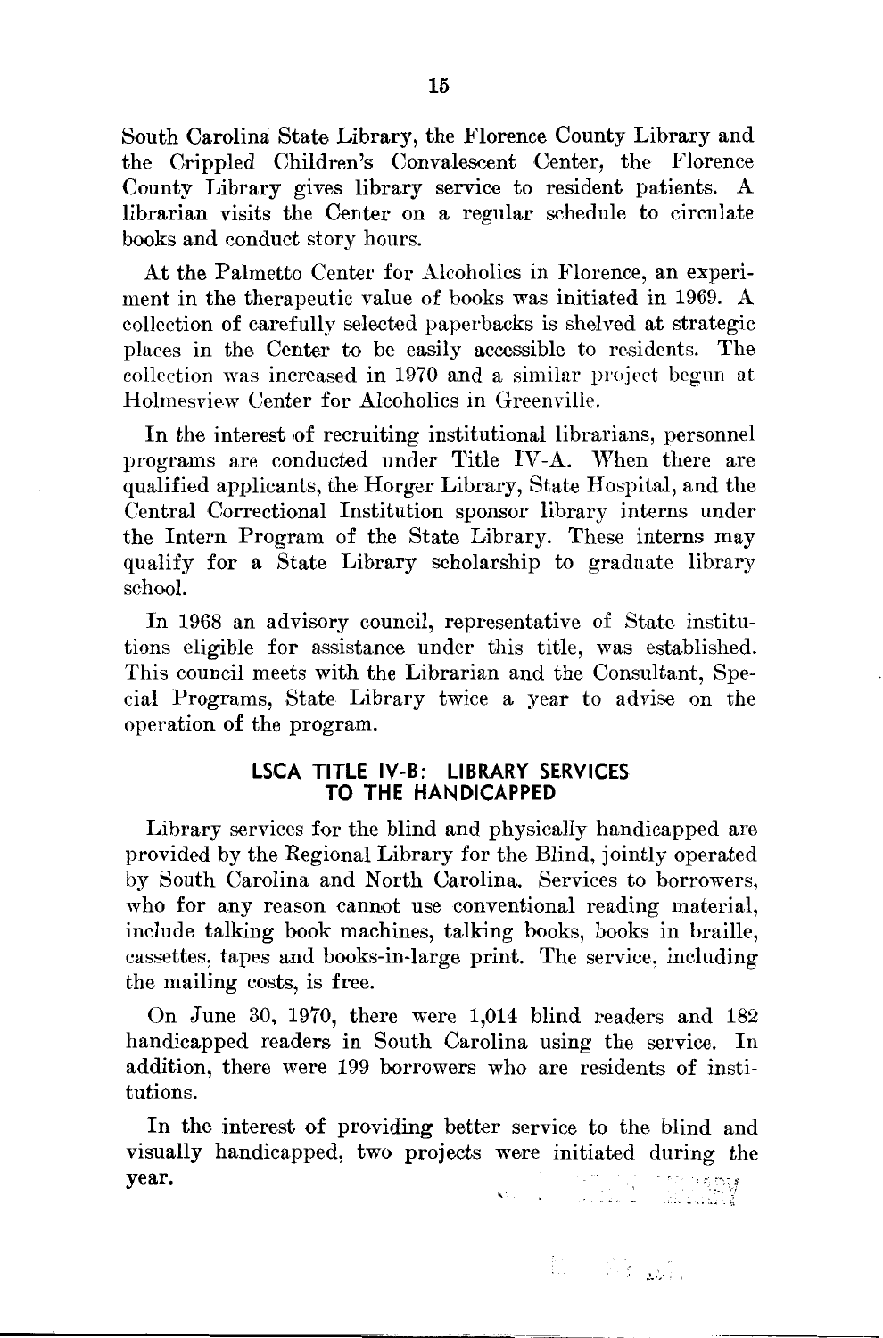South Carolina State Library, the Florence County Library and the Crippled Children's Convalescent Center, the Florence County Library gives library service to resident patients. A librarian visits the Center on a regular schedule to circulate books and conduct story hours.

At the Palmetto Center for Alcoholics in Florence, an experiment in the therapeutic value of books was initiated in 1969. A collection of carefully selected paperbacks is shelved at strategic places in the Center to be easily accessible to residents. The collection was increased in 1970 and a similar project begun at Holmesview Center for Alcoholics in Greenville.

In the interest of recruiting institutional librarians, personnel programs are conducted under Title IV-A. When there are qualified applicants, the Horger Library, State Hospital, and the Central Correctional Institution sponsor library interns under the Intern Program of the State Library. These interns may qualify for a State Library scholarship to graduate library school.

In 1968 an advisory council, representative of State institutions eligible for assistance under this title, was established. This council meets with the Librarian and the Consultant, Special Programs, State Library twice a year to advise on the operation of the program.

## LSCA TITLE IV-B: LIBRARY SERVICES TO THE HANDICAPPED

Library services for the blind and physically handicapped are provided by the Regional Library for the Blind, jointly operated by South Carolina and North Carolina. Services to borrowers, who for any reason cannot use conventional reading material, include talking book machines, talking books, books in braille, cassettes, tapes and books-in-large print. The service, including the mailing costs, is free.

On June 30, 1970, there were 1,014 blind readers and 182 handicapped readers in South Carolina using the service. In addition, there were 199 borrowers who are residents of institutions.

In the interest of providing better service to the blind and visually handicapped, two projects were initiated during the year.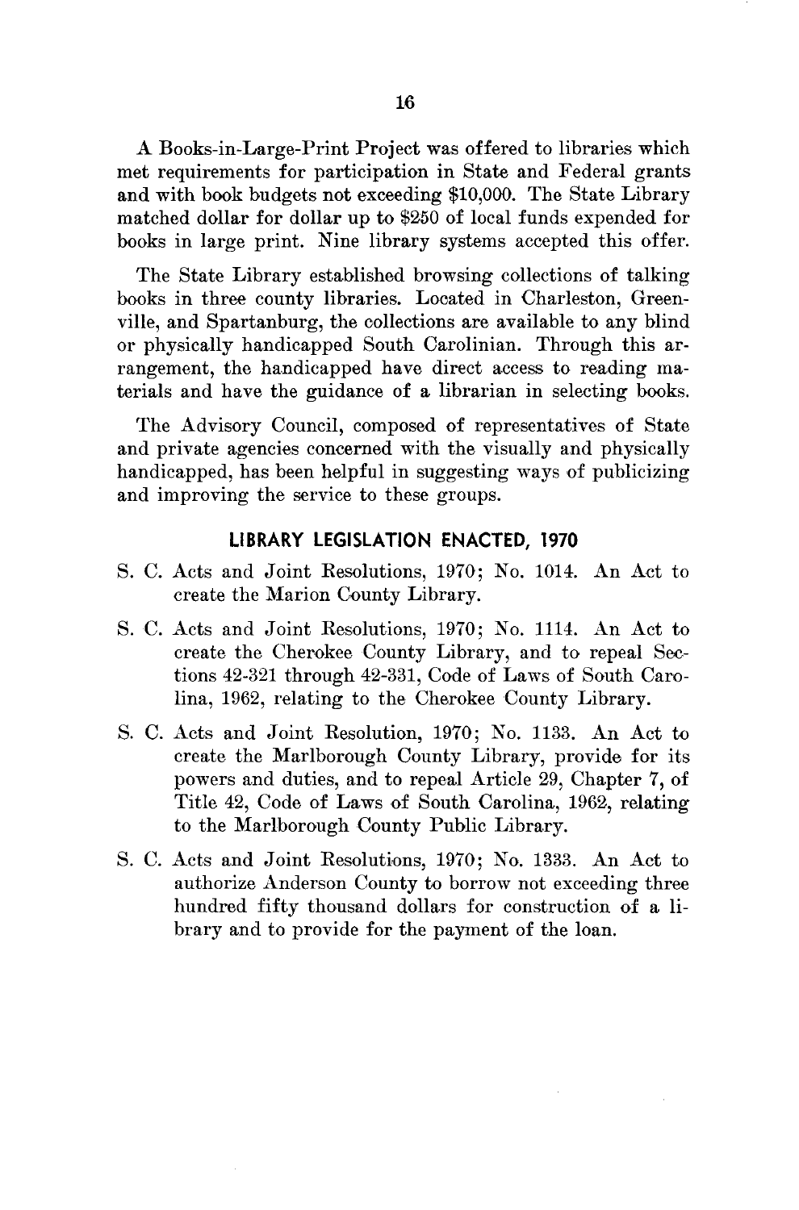A Books-in-Large-Print Project was offered to libraries which met requirements for participation in State and Federal grants and with book budgets not exceeding $10,000. The State Library matched dollar for dollar up to $250 of local funds expended for books in large print. Nine library systems accepted this offer.

The State Library established browsing collections of talking books in three county libraries. Located in Charleston, Greenville, and Spartanburg, the collections are available to any blind or physically handicapped South Carolinian. Through this arrangement, the handicapped have direct access to reading materials and have the guidance of a librarian in selecting books.

The Advisory Council, composed of representatives of State and private agencies concerned with the visually and physically handicapped, has been helpful in suggesting ways of publicizing and improving the service to these groups.

## LIBRARY LEGISLATION ENACTED, 1970

S. C. Acts and Joint Resolutions, 1970; No. 1014. An Act to create the Marion County Library.

S. C. Acts and Joint Resolutions, 1970; No. 1114. An Act to create the Cherokee County Library, and to repeal Sections 42-321 through 42-331, Code of Laws of South Carolina, 1962, relating to the Cherokee County Library.

S. C. Acts and Joint Resolution, 1970; No. 1133. An Act to create the Marlborough County Library, provide for its powers and duties, and to repeal Article 29, Chapter 7, of Title 42, Code of Laws of South Carolina, 1962, relating to the Marlborough County Public Library.

S. C. Acts and Joint Resolutions, 1970; No. 1333. An Act to authorize Anderson County to borrow not exceeding three hundred fifty thousand dollars for construction of a library and to provide for the payment of the loan.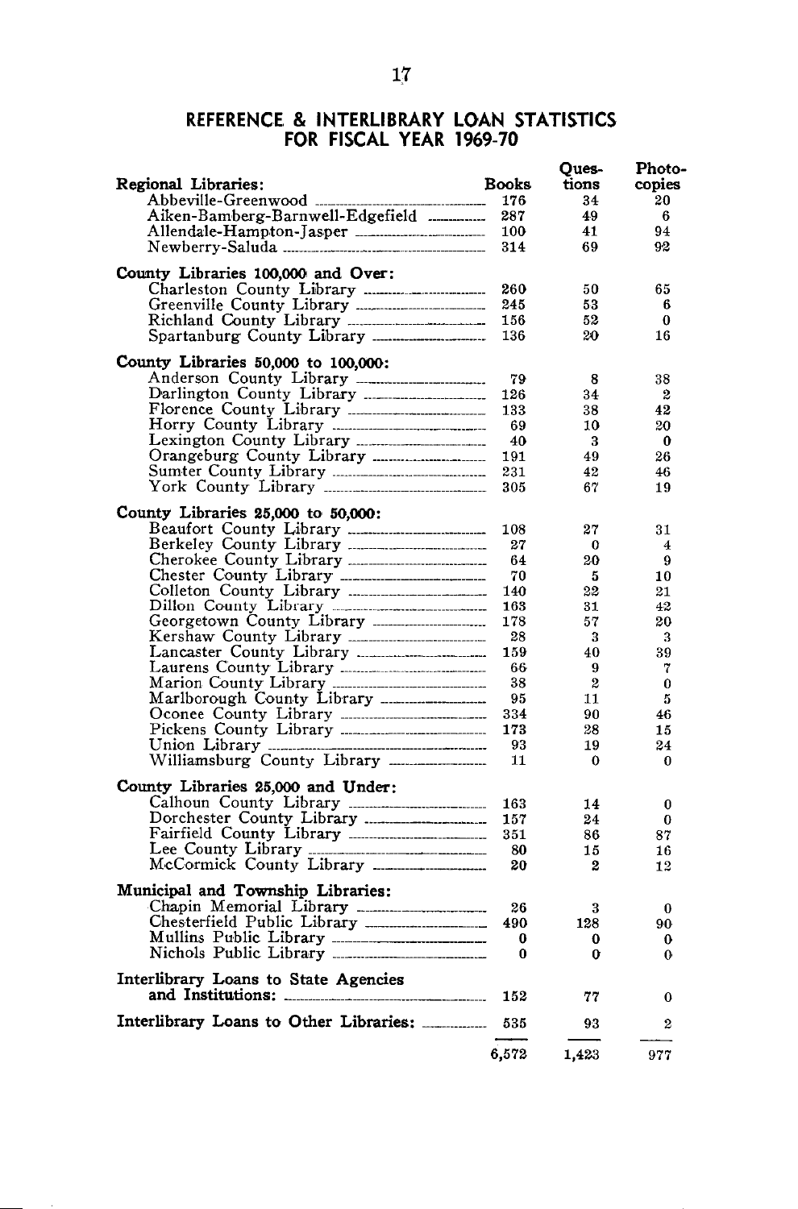## REFERENCE & INTERLIBRARY LOAN STATISTICS FOR FISCAL YEAR 1969-70

| | Books | Questions | Photocopies |
|---|---|---|---|
| **Regional Libraries:** | | | |
| Abbeville-Greenwood | 176 | 34 | 20 |
| Aiken-Bamberg-Barnwell-Edgefield | 287 | 49 | 6 |
| Allendale-Hampton-Jasper | 100 | 41 | 94 |
| Newberry-Saluda | 314 | 69 | 92 |
| **County Libraries 100,000 and Over:** | | | |
| Charleston County Library | 260 | 50 | 65 |
| Greenville County Library | 245 | 53 | 6 |
| Richland County Library | 156 | 52 | 0 |
| Spartanburg County Library | 136 | 20 | 16 |
| **County Libraries 50,000 to 100,000:** | | | |
| Anderson County Library | 79 | 8 | 38 |
| Darlington County Library | 126 | 34 | 2 |
| Florence County Library | 133 | 38 | 42 |
| Horry County Library | 69 | 10 | 20 |
| Lexington County Library | 40 | 3 | 0 |
| Orangeburg County Library | 191 | 49 | 26 |
| Sumter County Library | 231 | 42 | 46 |
| York County Library | 305 | 67 | 19 |
| **County Libraries 25,000 to 50,000:** | | | |
| Beaufort County Library | 108 | 27 | 31 |
| Berkeley County Library | 27 | 0 | 4 |
| Cherokee County Library | 64 | 20 | 9 |
| Chester County Library | 70 | 5 | 10 |
| Colleton County Library | 140 | 22 | 21 |
| Dillon County Library | 163 | 31 | 42 |
| Georgetown County Library | 178 | 57 | 20 |
| Kershaw County Library | 28 | 3 | 3 |
| Lancaster County Library | 159 | 40 | 39 |
| Laurens County Library | 66 | 9 | 7 |
| Marion County Library | 38 | 2 | 0 |
| Marlborough County Library | 95 | 11 | 5 |
| Oconee County Library | 334 | 90 | 46 |
| Pickens County Library | 173 | 28 | 15 |
| Union Library | 93 | 19 | 24 |
| Williamsburg County Library | 11 | 0 | 0 |
| **County Libraries 25,000 and Under:** | | | |
| Calhoun County Library | 163 | 14 | 0 |
| Dorchester County Library | 157 | 24 | 0 |
| Fairfield County Library | 351 | 86 | 87 |
| Lee County Library | 80 | 15 | 16 |
| McCormick County Library | 20 | 2 | 12 |
| **Municipal and Township Libraries:** | | | |
| Chapin Memorial Library | 26 | 3 | 0 |
| Chesterfield Public Library | 490 | 128 | 90 |
| Mullins Public Library | 0 | 0 | 0 |
| Nichols Public Library | 0 | 0 | 0 |
| **Interlibrary Loans to State Agencies and Institutions:** | 152 | 77 | 0 |
| **Interlibrary Loans to Other Libraries:** | 535 | 93 | 2 |
| | 6,572 | 1,423 | 977 |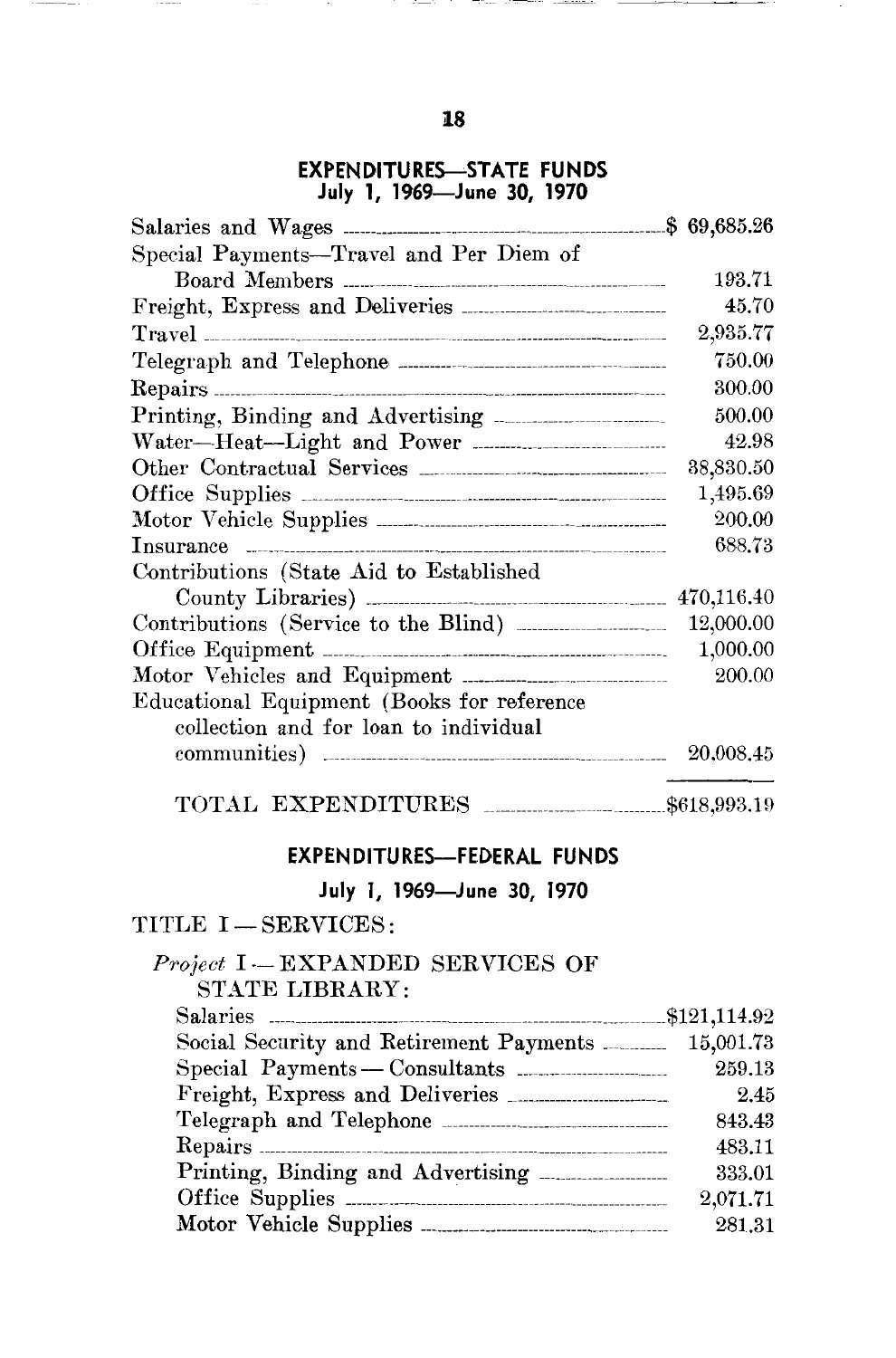## EXPENDITURES—STATE FUNDS

**July 1, 1969—June 30, 1970**

| Item | Amount |
|---|---|
| Salaries and Wages | $ 69,685.26 |
| Special Payments—Travel and Per Diem of Board Members | 193.71 |
| Freight, Express and Deliveries | 45.70 |
| Travel | 2,935.77 |
| Telegraph and Telephone | 750.00 |
| Repairs | 300.00 |
| Printing, Binding and Advertising | 500.00 |
| Water—Heat—Light and Power | 42.98 |
| Other Contractual Services | 38,830.50 |
| Office Supplies | 1,495.69 |
| Motor Vehicle Supplies | 200.00 |
| Insurance | 688.73 |
| Contributions (State Aid to Established County Libraries) | 470,116.40 |
| Contributions (Service to the Blind) | 12,000.00 |
| Office Equipment | 1,000.00 |
| Motor Vehicles and Equipment | 200.00 |
| Educational Equipment (Books for reference collection and for loan to individual communities) | 20,008.45 |
| TOTAL EXPENDITURES | $618,993.19 |

## EXPENDITURES—FEDERAL FUNDS

**July 1, 1969—June 30, 1970**

TITLE I — SERVICES:

*Project* I — EXPANDED SERVICES OF STATE LIBRARY:

| Item | Amount |
|---|---|
| Salaries | $121,114.92 |
| Social Security and Retirement Payments | 15,001.73 |
| Special Payments — Consultants | 259.13 |
| Freight, Express and Deliveries | 2.45 |
| Telegraph and Telephone | 843.43 |
| Repairs | 483.11 |
| Printing, Binding and Advertising | 333.01 |
| Office Supplies | 2,071.71 |
| Motor Vehicle Supplies | 281.31 |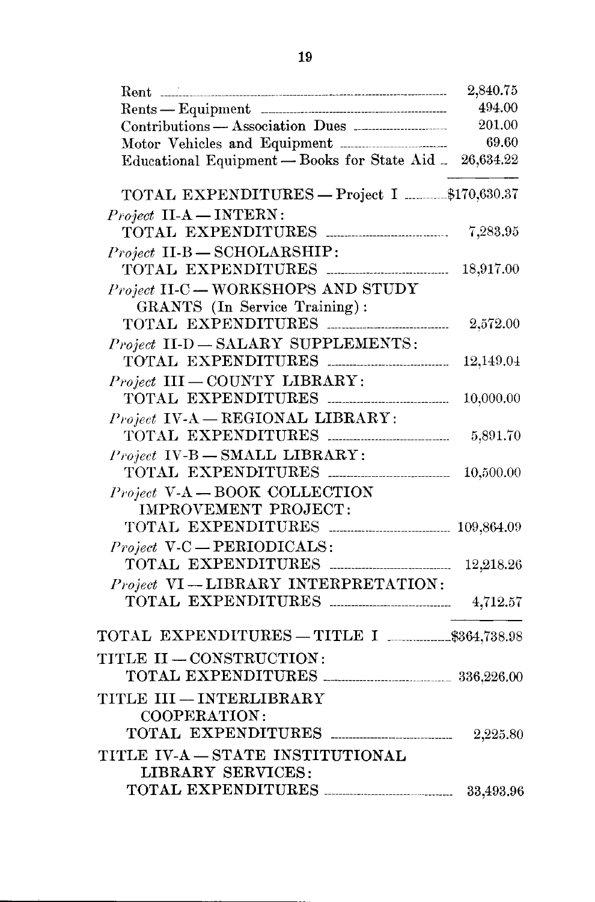| | |
|---|---|
| Rent | 2,840.75 |
| Rents — Equipment | 494.00 |
| Contributions — Association Dues | 201.00 |
| Motor Vehicles and Equipment | 69.60 |
| Educational Equipment — Books for State Aid | 26,634.22 |
| TOTAL EXPENDITURES — Project I | $170,630.37 |
| *Project* II-A — INTERN: | |
| TOTAL EXPENDITURES | 7,283.95 |
| *Project* II-B — SCHOLARSHIP: | |
| TOTAL EXPENDITURES | 18,917.00 |
| *Project* II-C — WORKSHOPS AND STUDY GRANTS (In Service Training): | |
| TOTAL EXPENDITURES | 2,572.00 |
| *Project* II-D — SALARY SUPPLEMENTS: | |
| TOTAL EXPENDITURES | 12,149.04 |
| *Project* III — COUNTY LIBRARY: | |
| TOTAL EXPENDITURES | 10,000.00 |
| *Project* IV-A — REGIONAL LIBRARY: | |
| TOTAL EXPENDITURES | 5,891.70 |
| *Project* IV-B — SMALL LIBRARY: | |
| TOTAL EXPENDITURES | 10,500.00 |
| *Project* V-A — BOOK COLLECTION IMPROVEMENT PROJECT: | |
| TOTAL EXPENDITURES | 109,864.09 |
| *Project* V-C — PERIODICALS: | |
| TOTAL EXPENDITURES | 12,218.26 |
| *Project* VI — LIBRARY INTERPRETATION: | |
| TOTAL EXPENDITURES | 4,712.57 |
| TOTAL EXPENDITURES — TITLE I | $364,738.98 |
| TITLE II — CONSTRUCTION: | |
| TOTAL EXPENDITURES | 336,226.00 |
| TITLE III — INTERLIBRARY COOPERATION: | |
| TOTAL EXPENDITURES | 2,225.80 |
| TITLE IV-A — STATE INSTITUTIONAL LIBRARY SERVICES: | |
| TOTAL EXPENDITURES | 33,493.96 |